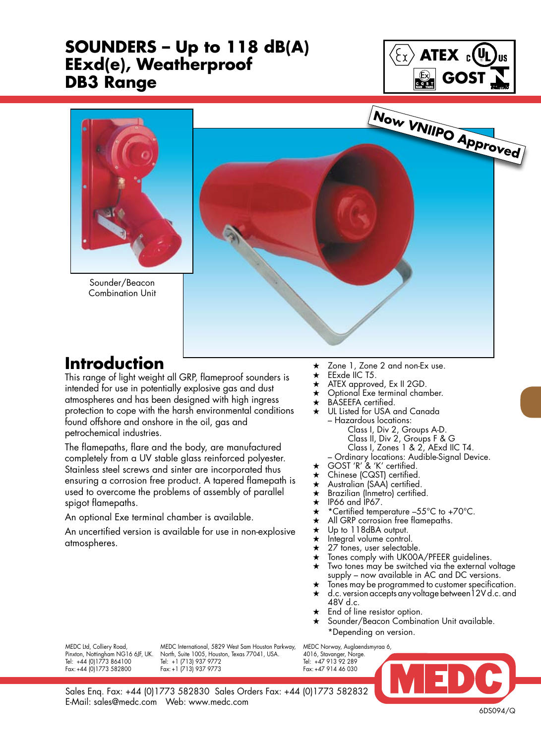# SOUNDERS – Up to 118 dB(A) EExd(e), Weatherproof DB3 Range

ATEX cULus GOST

Now VNIIPO Approved

Sounder/Beacon Combination Unit

## Introduction

This range of light weight all GRP, flameproof sounders is intended for use in potentially explosive gas and dust atmospheres and has been designed with high ingress protection to cope with the harsh environmental conditions found offshore and onshore in the oil, gas and petrochemical industries.

The flamepaths, flare and the body, are manufactured completely from a UV stable glass reinforced polyester. Stainless steel screws and sinter are incorporated thus ensuring a corrosion free product. A tapered flamepath is used to overcome the problems of assembly of parallel spigot flamepaths.

An optional Exe terminal chamber is available.

An uncertified version is available for use in non-explosive atmospheres.

- Zone 1, Zone 2 and non-Ex use.
- EExde IIC T5.
- ATEX approved, Ex II 2GD.
- Optional Exe terminal chamber.
- BASEEFA certified.
- UL Listed for USA and Canada
  - Hazardous locations:
    - Class I, Div 2, Groups A-D.
    - Class II, Div 2, Groups F & G
    - Class I, Zones 1 & 2, AExd IIC T4.
  - Ordinary locations: Audible-Signal Device.
- GOST 'R' & 'K' certified.
- Chinese (CQST) certified.
- Australian (SAA) certified.
- Brazilian (Inmetro) certified.
- IP66 and IP67.
- *Certified temperature –55°C to +70°C.
- All GRP corrosion free flamepaths.
- Up to 118dBA output.
- Integral volume control.
- 27 tones, user selectable.
- Tones comply with UKOOA/PFEER guidelines.
- Two tones may be switched via the external voltage supply – now available in AC and DC versions.
- Tones may be programmed to customer specification.
- d.c. version accepts any voltage between 12V d.c. and 48V d.c.
- End of line resistor option.
- Sounder/Beacon Combination Unit available.

*Depending on version.

MEDC Ltd, Colliery Road, Pinxton, Nottingham NG16 6JF, UK. Tel: +44 (0)1773 864100 Fax: +44 (0)1773 582800

MEDC International, 5829 West Sam Houston Parkway, North, Suite 1005, Houston, Texas 77041, USA. Tel: +1 (713) 937 9772 Fax: +1 (713) 937 9773

MEDC Norway, Auglaendsmyraa 6, 4016, Stavanger, Norge. Tel: +47 913 92 289 Fax: +47 914 46 030

Sales Enq. Fax: +44 (0)1773 582830 Sales Orders Fax: +44 (0)1773 582832
E-Mail: sales@medc.com Web: www.medc.com

MEDC

6DS094/Q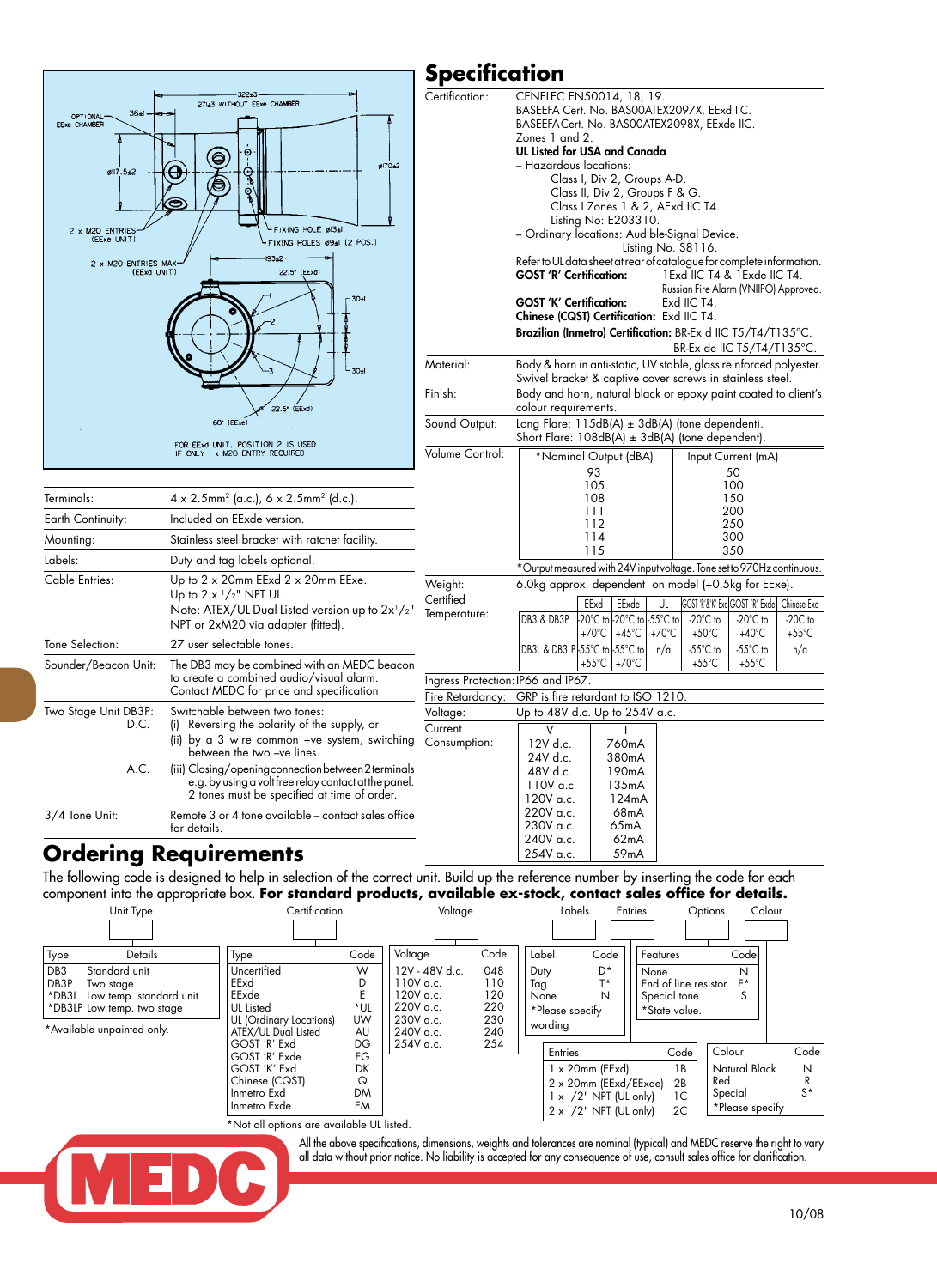322±3
271±3 WITHOUT EExe CHAMBER
36±1
OPTIONAL EExe CHAMBER
ø117.5±2
ø170±2
2 x M20 ENTRIES (EExe UNIT)
FIXING HOLE ø13±1
FIXING HOLES ø9±1 (2 POS.)
2 x M20 ENTRIES MAX (EExd UNIT)
193±2
22.5° (EExd)
30±1
30±1
22.5° (EExd)
60° (EExe)
FOR EExd UNIT, POSITION 2 IS USED IF ONLY 1 x M20 ENTRY REQUIRED

| | |
|---|---|
| Terminals: | 4 x 2.5mm² (a.c.), 6 x 2.5mm² (d.c.). |
| Earth Continuity: | Included on EExde version. |
| Mounting: | Stainless steel bracket with ratchet facility. |
| Labels: | Duty and tag labels optional. |
| Cable Entries: | Up to 2 x 20mm EExd 2 x 20mm EExe. Up to 2 x ½" NPT UL. Note: ATEX/UL Dual Listed version up to 2x½" NPT or 2xM20 via adapter (fitted). |
| Tone Selection: | 27 user selectable tones. |
| Sounder/Beacon Unit: | The DB3 may be combined with an MEDC beacon to create a combined audio/visual alarm. Contact MEDC for price and specification |
| Two Stage Unit DB3P: D.C. | Switchable between two tones: (i) Reversing the polarity of the supply, or (ii) by a 3 wire common +ve system, switching between the two –ve lines. |
| A.C. | (iii) Closing/opening connection between 2 terminals e.g. by using a volt free relay contact at the panel. 2 tones must be specified at time of order. |
| 3/4 Tone Unit: | Remote 3 or 4 tone available – contact sales office for details. |

## Specification

**Certification:** CENELEC EN50014, 18, 19.
BASEEFA Cert. No. BAS00ATEX2097X, EExd IIC.
BASEEFA Cert. No. BAS00ATEX2098X, EExde IIC.
Zones 1 and 2.

**UL Listed for USA and Canada**
– Hazardous locations:
Class I, Div 2, Groups A-D.
Class II, Div 2, Groups F & G.
Class I Zones 1 & 2, AExd IIC T4.
Listing No: E203310.
– Ordinary locations: Audible-Signal Device.
Listing No. S8116.
Refer to UL data sheet at rear of catalogue for complete information.

**GOST 'R' Certification:** 1Exd IIC T4 & 1Exde IIC T4.
Russian Fire Alarm (VNIIPO) Approved.
**GOST 'K' Certification:** Exd IIC T4.
**Chinese (CQST) Certification:** Exd IIC T4.
**Brazilian (Inmetro) Certification:** BR-Ex d IIC T5/T4/T135°C.
BR-Ex de IIC T5/T4/T135°C.

**Material:** Body & horn in anti-static, UV stable, glass reinforced polyester. Swivel bracket & captive cover screws in stainless steel.

**Finish:** Body and horn, natural black or epoxy paint coated to client's colour requirements.

**Sound Output:** Long Flare: 115dB(A) ± 3dB(A) (tone dependent). Short Flare: 108dB(A) ± 3dB(A) (tone dependent).

**Volume Control:**

| *Nominal Output (dBA) | Input Current (mA) |
|---|---|
| 93 | 50 |
| 105 | 100 |
| 108 | 150 |
| 111 | 200 |
| 112 | 250 |
| 114 | 300 |
| 115 | 350 |

*Output measured with 24V input voltage. Tone set to 970Hz continuous.

**Weight:** 6.0kg approx. dependent on model (+0.5kg for EExe).

**Certified Temperature:**

| | EExd | EExde | UL | GOST 'R'&'K' Exd | GOST 'R' Exde | Chinese Exd |
|---|---|---|---|---|---|---|
| DB3 & DB3P | -20°C to +70°C | -20°C to +45°C | -55°C to +70°C | -20°C to +50°C | -20°C to +40°C | -20C to +55°C |
| DB3L & DB3LP | -55°C to +55°C | -55°C to +70°C | n/a | -55°C to +55°C | -55°C to +55°C | n/a |

**Ingress Protection:** IP66 and IP67.

**Fire Retardancy:** GRP is fire retardant to ISO 1210.

**Voltage:** Up to 48V d.c. Up to 254V a.c.

**Current Consumption:**

| V | I |
|---|---|
| 12V d.c. | 760mA |
| 24V d.c. | 380mA |
| 48V d.c. | 190mA |
| 110V a.c | 135mA |
| 120V a.c. | 124mA |
| 220V a.c. | 68mA |
| 230V a.c. | 65mA |
| 240V a.c. | 62mA |
| 254V a.c. | 59mA |

## Ordering Requirements

The following code is designed to help in selection of the correct unit. Build up the reference number by inserting the code for each component into the appropriate box. **For standard products, available ex-stock, contact sales office for details.**

Unit Type | Certification | Voltage | Labels | Entries | Options | Colour

| Type | Details |
|---|---|
| DB3 | Standard unit |
| DB3P | Two stage |
| *DB3L | Low temp. standard unit |
| *DB3LP | Low temp. two stage |

*Available unpainted only.

| Type | Code |
|---|---|
| Uncertified | W |
| EExd | D |
| EExde | E |
| UL Listed | *UL |
| UL (Ordinary Locations) | UW |
| ATEX/UL Dual Listed | AU |
| GOST 'R' Exd | DG |
| GOST 'R' Exde | EG |
| GOST 'K' Exd | DK |
| Chinese (CQST) | Q |
| Inmetro Exd | DM |
| Inmetro Exde | EM |

*Not all options are available UL listed.

| Voltage | Code |
|---|---|
| 12V - 48V d.c. | 048 |
| 110V a.c. | 110 |
| 120V a.c. | 120 |
| 220V a.c. | 220 |
| 230V a.c. | 230 |
| 240V a.c. | 240 |
| 254V a.c. | 254 |

| Label | Code |
|---|---|
| Duty | D* |
| Tag | T* |
| None | N |

*Please specify wording

| Features | Code |
|---|---|
| None | N |
| End of line resistor | E* |
| Special tone | S |

*State value.

| Entries | Code |
|---|---|
| 1 x 20mm (EExd) | 1B |
| 2 x 20mm (EExd/EExde) | 2B |
| 1 x ½" NPT (UL only) | 1C |
| 2 x ½" NPT (UL only) | 2C |

| Colour | Code |
|---|---|
| Natural Black | N |
| Red | R |
| Special | S* |

*Please specify

All the above specifications, dimensions, weights and tolerances are nominal (typical) and MEDC reserve the right to vary all data without prior notice. No liability is accepted for any consequence of use, consult sales office for clarification.

MEDC

10/08